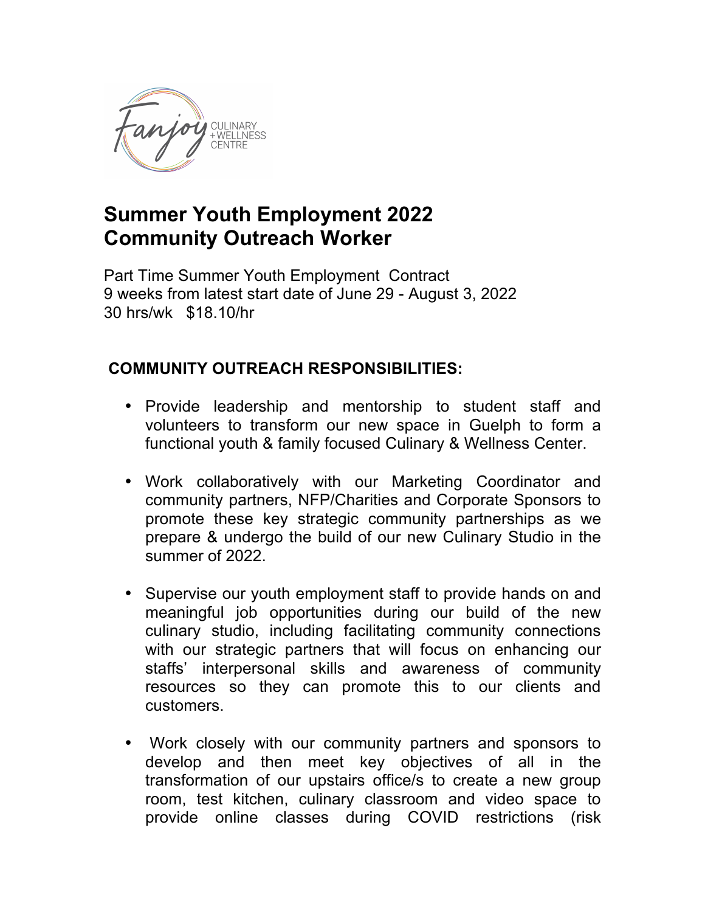# Summer Youth Employment 2022
# Community Outreach Worker

Part Time Summer Youth Employment Contract
9 weeks from latest start date of June 29 - August 3, 2022
30 hrs/wk $18.10/hr

## COMMUNITY OUTREACH RESPONSIBILITIES:

- Provide leadership and mentorship to student staff and volunteers to transform our new space in Guelph to form a functional youth & family focused Culinary & Wellness Center.
- Work collaboratively with our Marketing Coordinator and community partners, NFP/Charities and Corporate Sponsors to promote these key strategic community partnerships as we prepare & undergo the build of our new Culinary Studio in the summer of 2022.
- Supervise our youth employment staff to provide hands on and meaningful job opportunities during our build of the new culinary studio, including facilitating community connections with our strategic partners that will focus on enhancing our staffs' interpersonal skills and awareness of community resources so they can promote this to our clients and customers.
- Work closely with our community partners and sponsors to develop and then meet key objectives of all in the transformation of our upstairs office/s to create a new group room, test kitchen, culinary classroom and video space to provide online classes during COVID restrictions (risk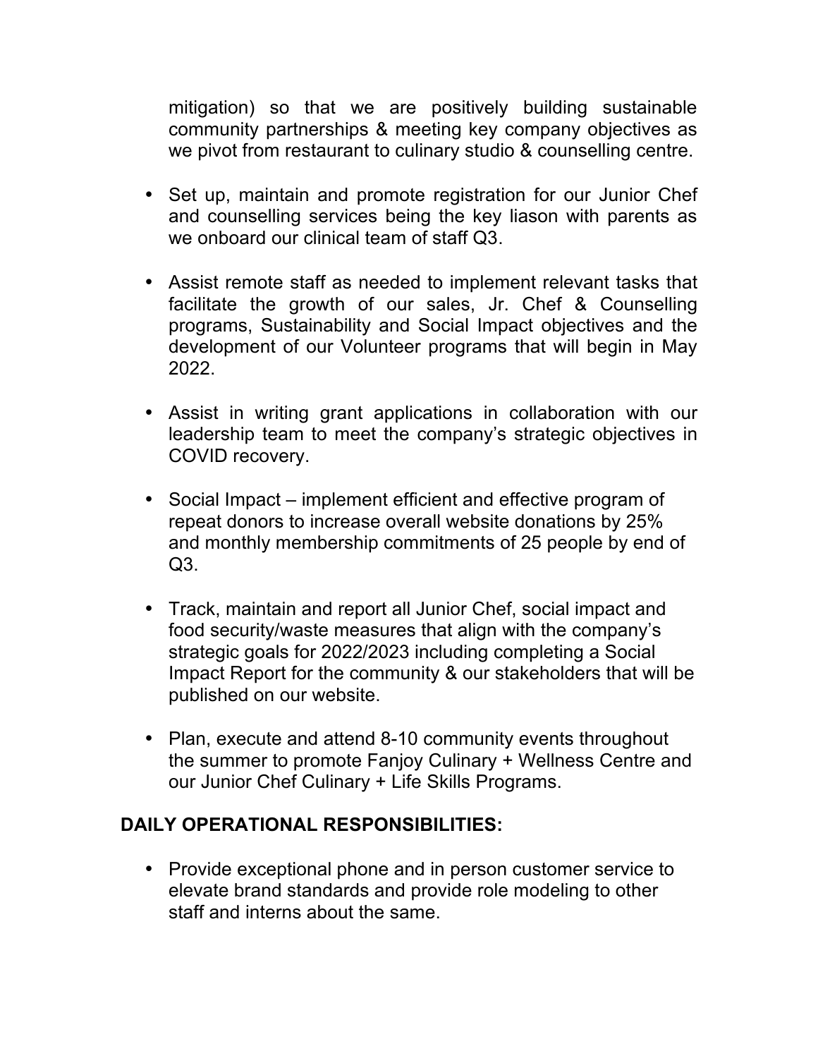mitigation) so that we are positively building sustainable community partnerships & meeting key company objectives as we pivot from restaurant to culinary studio & counselling centre.

- Set up, maintain and promote registration for our Junior Chef and counselling services being the key liason with parents as we onboard our clinical team of staff Q3.
- Assist remote staff as needed to implement relevant tasks that facilitate the growth of our sales, Jr. Chef & Counselling programs, Sustainability and Social Impact objectives and the development of our Volunteer programs that will begin in May 2022.
- Assist in writing grant applications in collaboration with our leadership team to meet the company's strategic objectives in COVID recovery.
- Social Impact – implement efficient and effective program of repeat donors to increase overall website donations by 25% and monthly membership commitments of 25 people by end of Q3.
- Track, maintain and report all Junior Chef, social impact and food security/waste measures that align with the company's strategic goals for 2022/2023 including completing a Social Impact Report for the community & our stakeholders that will be published on our website.
- Plan, execute and attend 8-10 community events throughout the summer to promote Fanjoy Culinary + Wellness Centre and our Junior Chef Culinary + Life Skills Programs.

**DAILY OPERATIONAL RESPONSIBILITIES:**

- Provide exceptional phone and in person customer service to elevate brand standards and provide role modeling to other staff and interns about the same.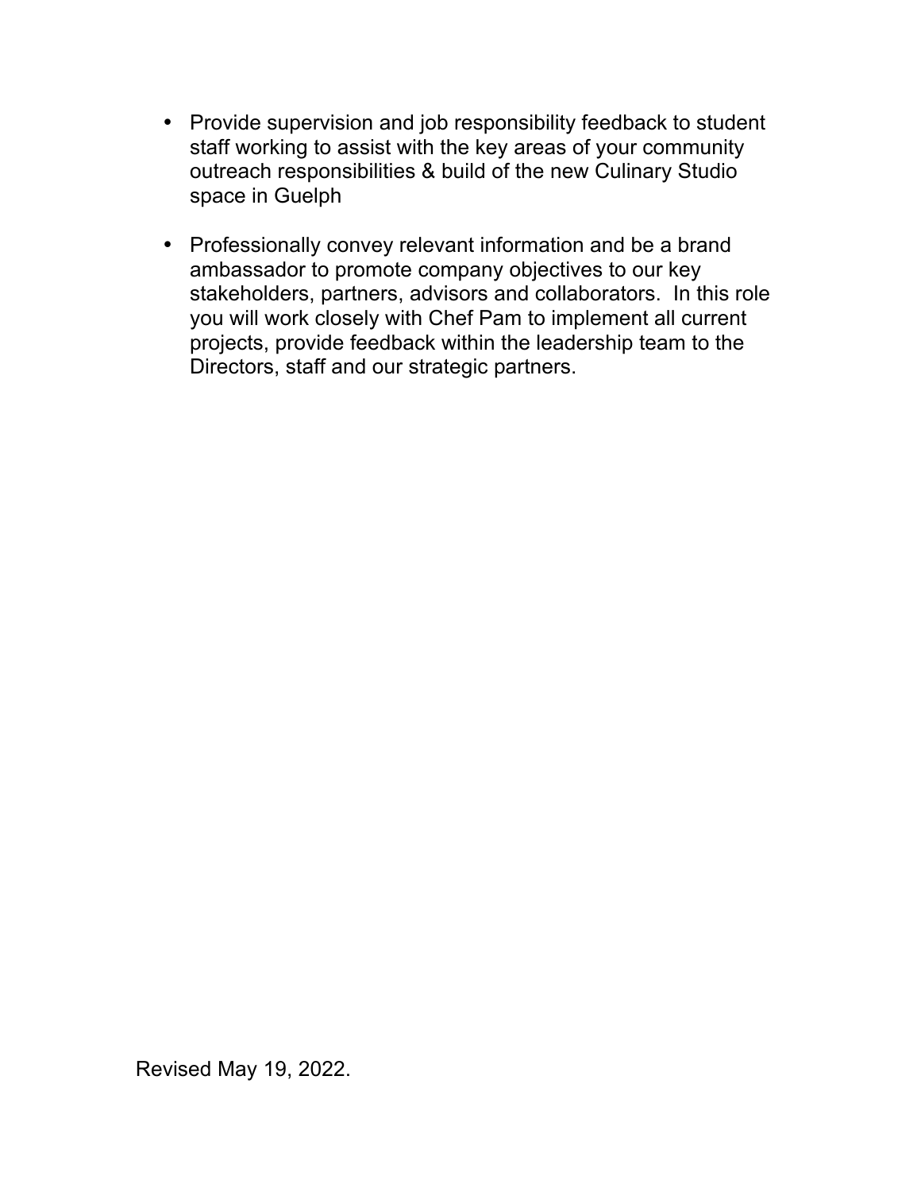- Provide supervision and job responsibility feedback to student staff working to assist with the key areas of your community outreach responsibilities & build of the new Culinary Studio space in Guelph

- Professionally convey relevant information and be a brand ambassador to promote company objectives to our key stakeholders, partners, advisors and collaborators. In this role you will work closely with Chef Pam to implement all current projects, provide feedback within the leadership team to the Directors, staff and our strategic partners.

Revised May 19, 2022.